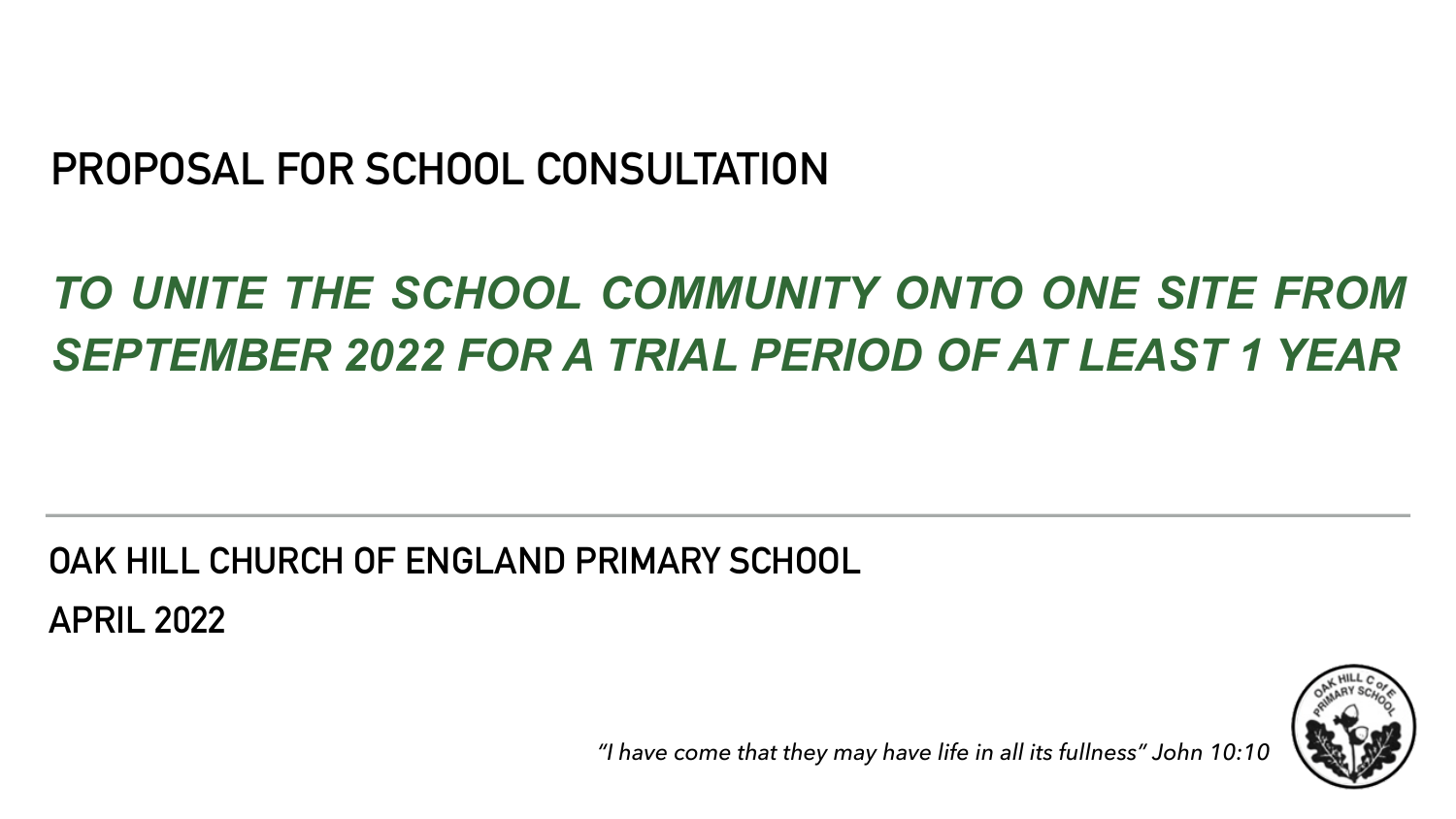## PROPOSAL FOR SCHOOL CONSULTATION

# *TO UNITE THE SCHOOL COMMUNITY ONTO ONE SITE FROM SEPTEMBER 2022 FOR A TRIAL PERIOD OF AT LEAST 1 YEAR*

---

**OAK HILL CHURCH OF ENGLAND PRIMARY SCHOOL**

**APRIL 2022**

*"I have come that they may have life in all its fullness" John 10:10*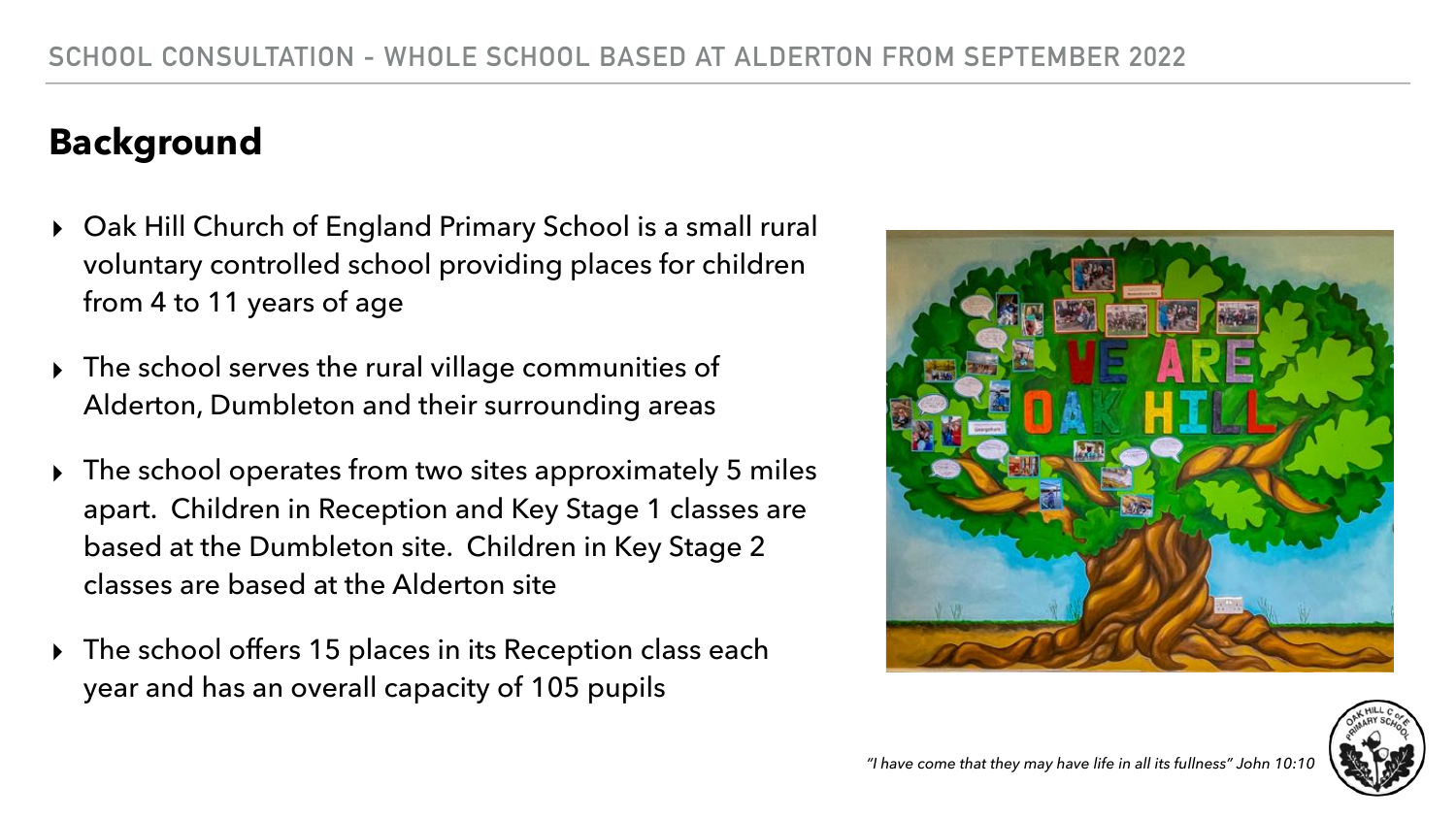## Background

- Oak Hill Church of England Primary School is a small rural voluntary controlled school providing places for children from 4 to 11 years of age
- The school serves the rural village communities of Alderton, Dumbleton and their surrounding areas
- The school operates from two sites approximately 5 miles apart. Children in Reception and Key Stage 1 classes are based at the Dumbleton site. Children in Key Stage 2 classes are based at the Alderton site
- The school offers 15 places in its Reception class each year and has an overall capacity of 105 pupils

*"I have come that they may have life in all its fullness" John 10:10*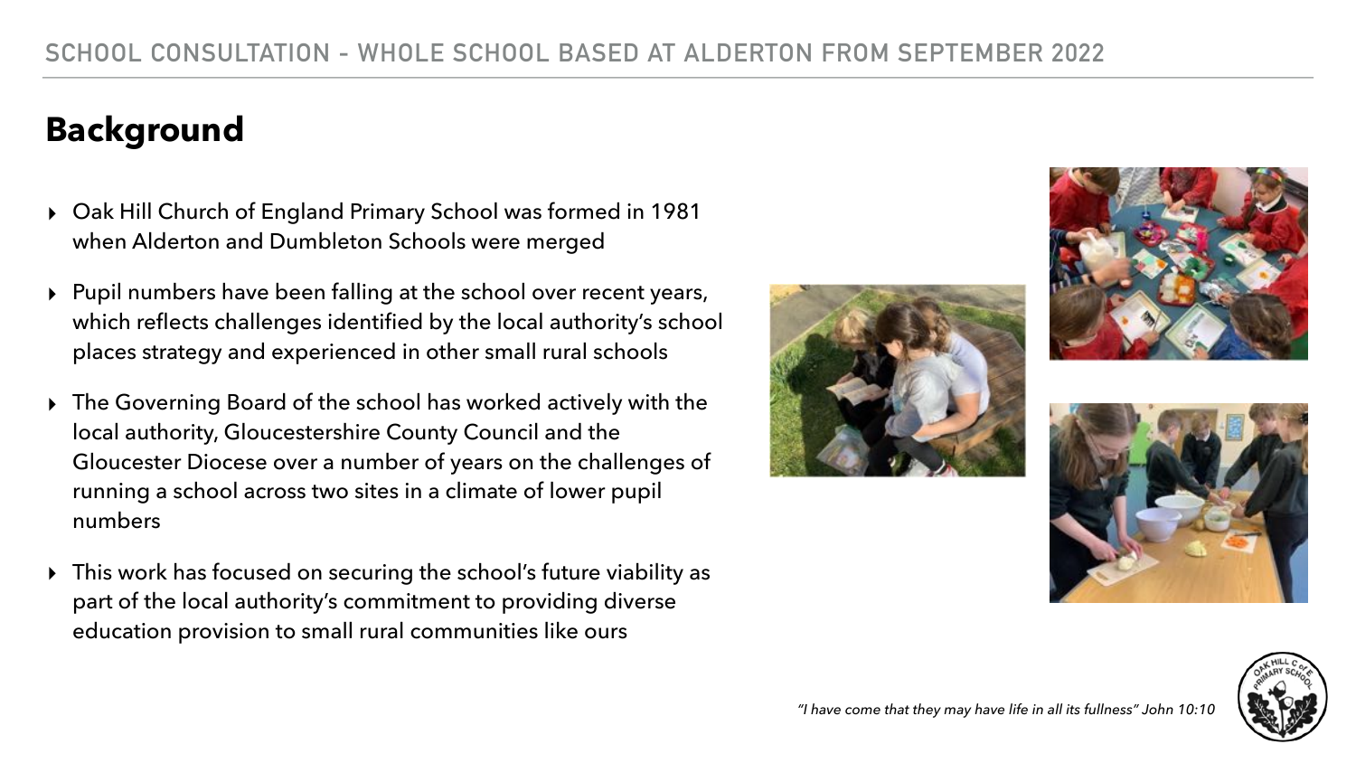SCHOOL CONSULTATION - WHOLE SCHOOL BASED AT ALDERTON FROM SEPTEMBER 2022

# Background

- Oak Hill Church of England Primary School was formed in 1981 when Alderton and Dumbleton Schools were merged
- Pupil numbers have been falling at the school over recent years, which reflects challenges identified by the local authority's school places strategy and experienced in other small rural schools
- The Governing Board of the school has worked actively with the local authority, Gloucestershire County Council and the Gloucester Diocese over a number of years on the challenges of running a school across two sites in a climate of lower pupil numbers
- This work has focused on securing the school's future viability as part of the local authority's commitment to providing diverse education provision to small rural communities like ours

*"I have come that they may have life in all its fullness" John 10:10*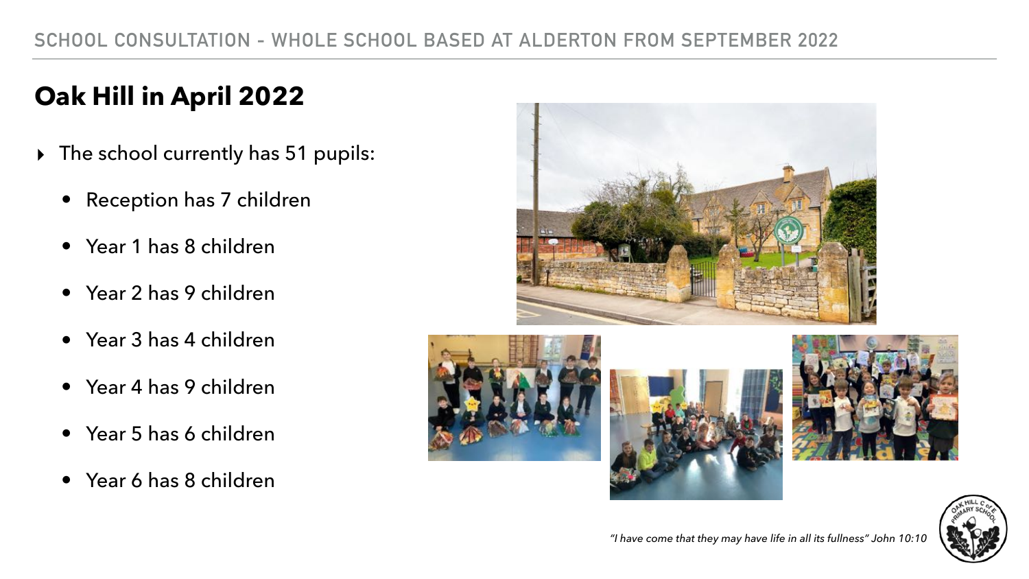# Oak Hill in April 2022

- The school currently has 51 pupils:
  - Reception has 7 children
  - Year 1 has 8 children
  - Year 2 has 9 children
  - Year 3 has 4 children
  - Year 4 has 9 children
  - Year 5 has 6 children
  - Year 6 has 8 children

*"I have come that they may have life in all its fullness" John 10:10*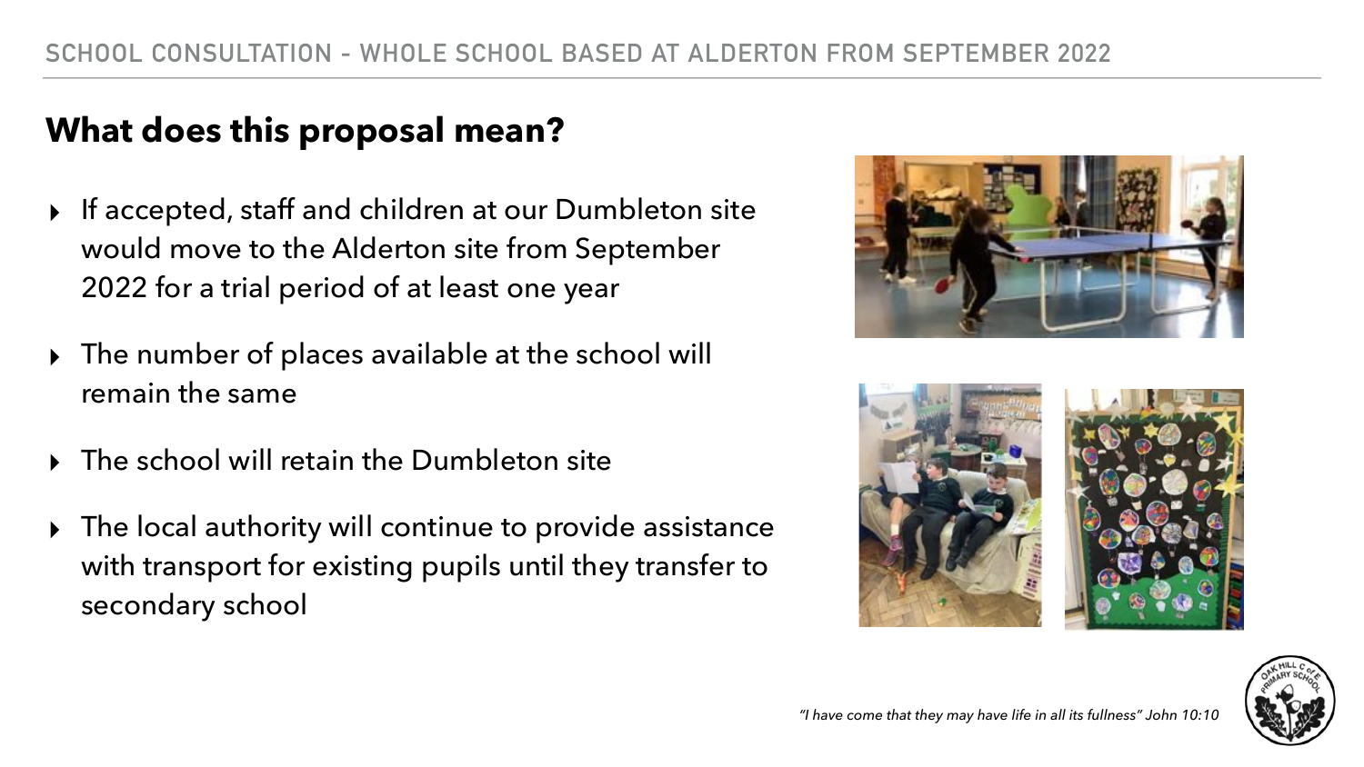SCHOOL CONSULTATION - WHOLE SCHOOL BASED AT ALDERTON FROM SEPTEMBER 2022

## What does this proposal mean?

- If accepted, staff and children at our Dumbleton site would move to the Alderton site from September 2022 for a trial period of at least one year
- The number of places available at the school will remain the same
- The school will retain the Dumbleton site
- The local authority will continue to provide assistance with transport for existing pupils until they transfer to secondary school

*"I have come that they may have life in all its fullness" John 10:10*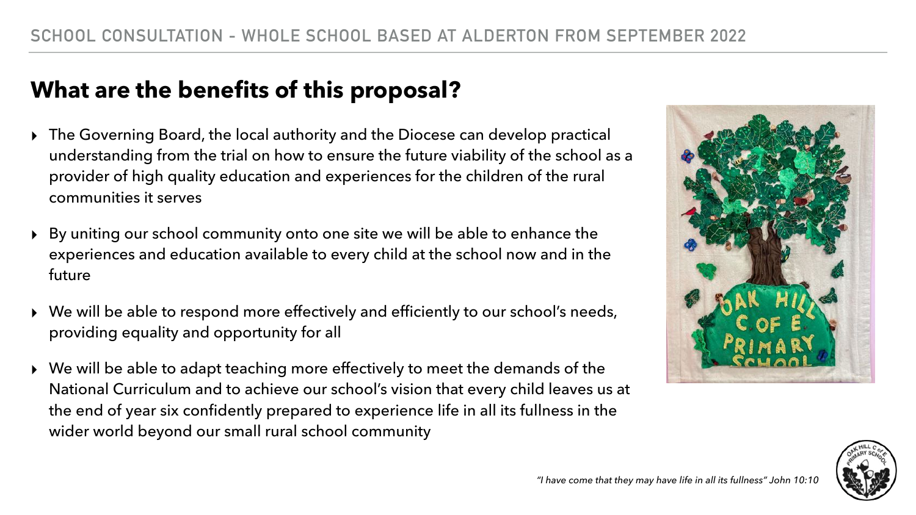SCHOOL CONSULTATION - WHOLE SCHOOL BASED AT ALDERTON FROM SEPTEMBER 2022

## What are the benefits of this proposal?

- The Governing Board, the local authority and the Diocese can develop practical understanding from the trial on how to ensure the future viability of the school as a provider of high quality education and experiences for the children of the rural communities it serves
- By uniting our school community onto one site we will be able to enhance the experiences and education available to every child at the school now and in the future
- We will be able to respond more effectively and efficiently to our school's needs, providing equality and opportunity for all
- We will be able to adapt teaching more effectively to meet the demands of the National Curriculum and to achieve our school's vision that every child leaves us at the end of year six confidently prepared to experience life in all its fullness in the wider world beyond our small rural school community

*"I have come that they may have life in all its fullness" John 10:10*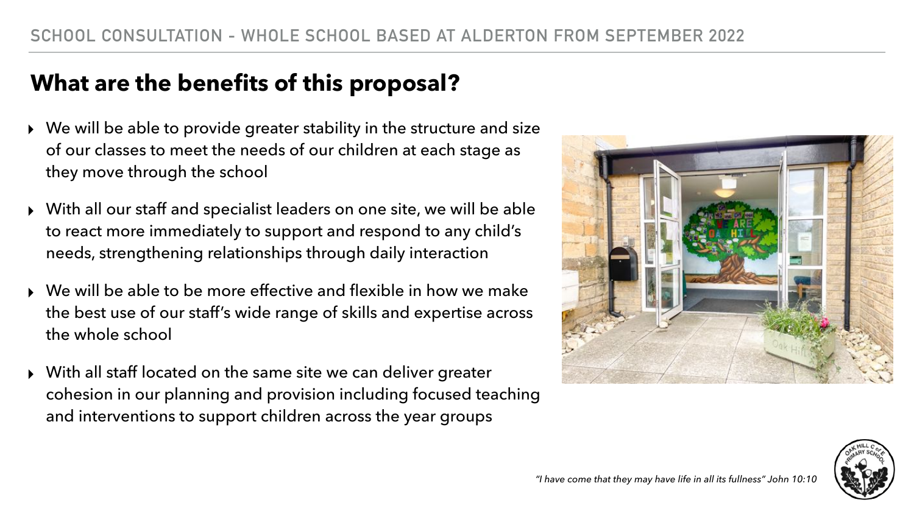SCHOOL CONSULTATION - WHOLE SCHOOL BASED AT ALDERTON FROM SEPTEMBER 2022

# What are the benefits of this proposal?

- We will be able to provide greater stability in the structure and size of our classes to meet the needs of our children at each stage as they move through the school
- With all our staff and specialist leaders on one site, we will be able to react more immediately to support and respond to any child's needs, strengthening relationships through daily interaction
- We will be able to be more effective and flexible in how we make the best use of our staff's wide range of skills and expertise across the whole school
- With all staff located on the same site we can deliver greater cohesion in our planning and provision including focused teaching and interventions to support children across the year groups

*"I have come that they may have life in all its fullness" John 10:10*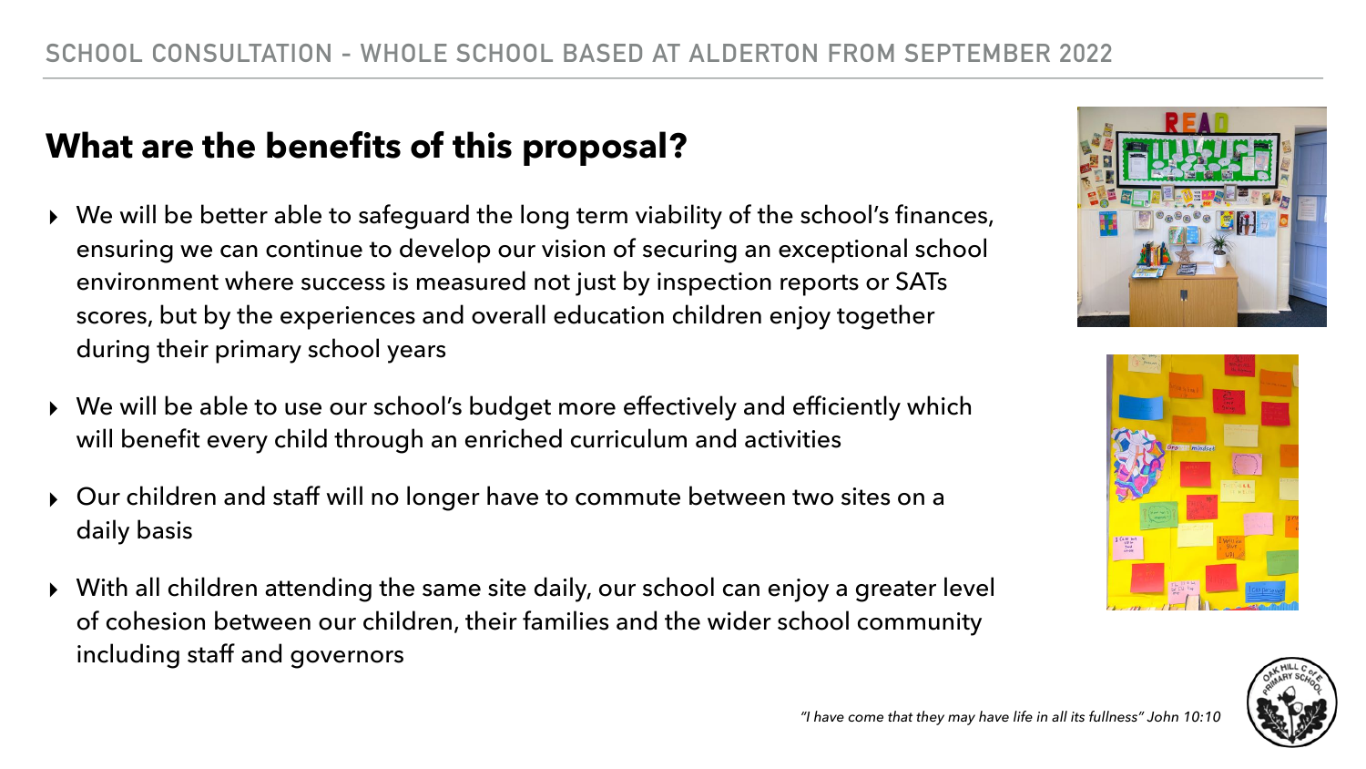SCHOOL CONSULTATION - WHOLE SCHOOL BASED AT ALDERTON FROM SEPTEMBER 2022

## What are the benefits of this proposal?

- We will be better able to safeguard the long term viability of the school's finances, ensuring we can continue to develop our vision of securing an exceptional school environment where success is measured not just by inspection reports or SATs scores, but by the experiences and overall education children enjoy together during their primary school years
- We will be able to use our school's budget more effectively and efficiently which will benefit every child through an enriched curriculum and activities
- Our children and staff will no longer have to commute between two sites on a daily basis
- With all children attending the same site daily, our school can enjoy a greater level of cohesion between our children, their families and the wider school community including staff and governors

*"I have come that they may have life in all its fullness" John 10:10*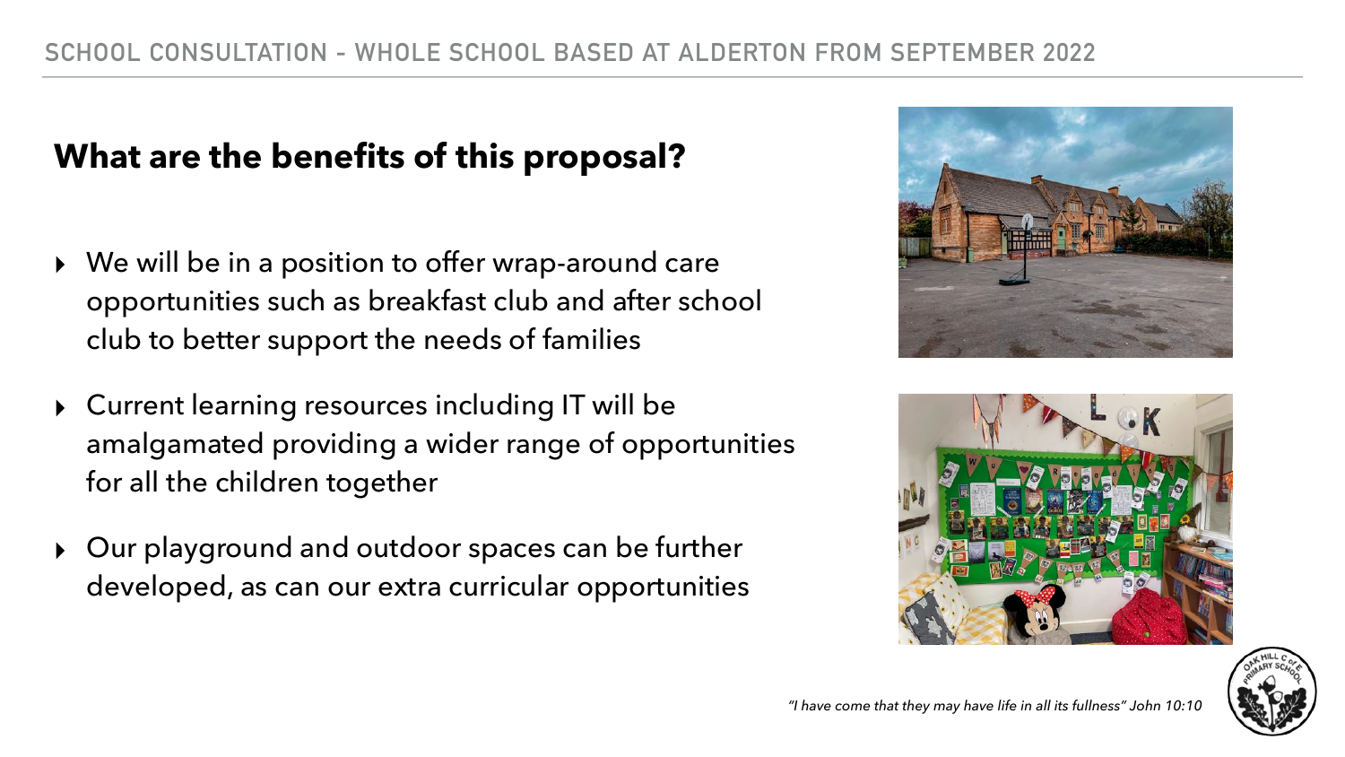SCHOOL CONSULTATION - WHOLE SCHOOL BASED AT ALDERTON FROM SEPTEMBER 2022

## What are the benefits of this proposal?

- We will be in a position to offer wrap-around care opportunities such as breakfast club and after school club to better support the needs of families
- Current learning resources including IT will be amalgamated providing a wider range of opportunities for all the children together
- Our playground and outdoor spaces can be further developed, as can our extra curricular opportunities

*"I have come that they may have life in all its fullness" John 10:10*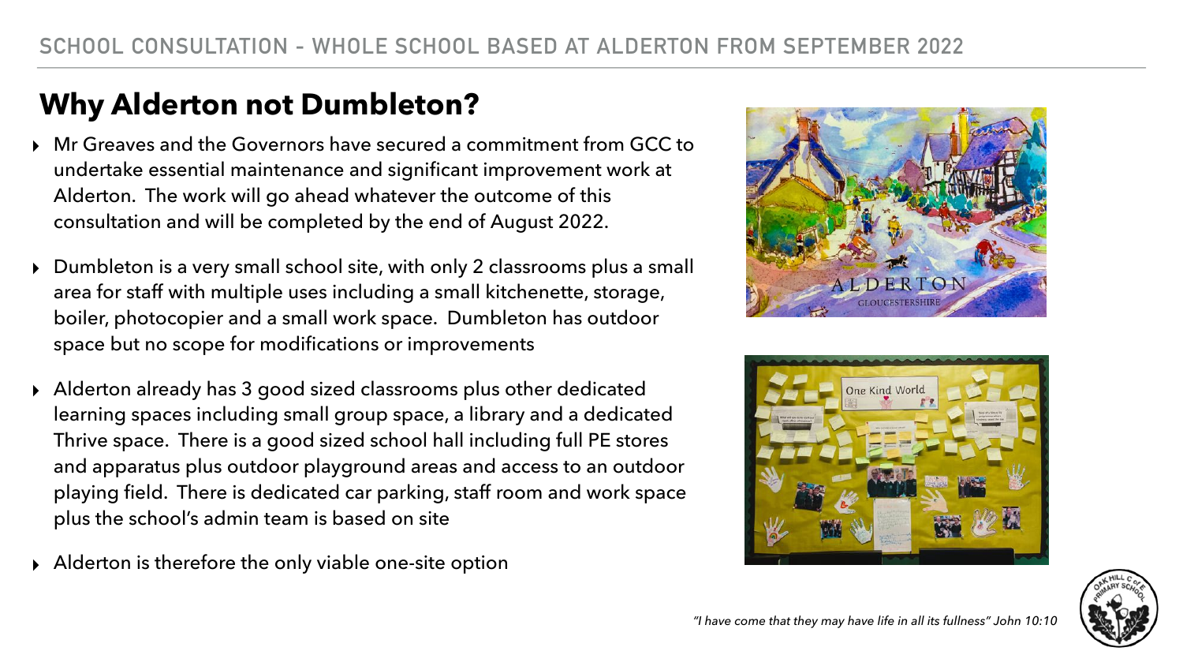## Why Alderton not Dumbleton?

- Mr Greaves and the Governors have secured a commitment from GCC to undertake essential maintenance and significant improvement work at Alderton. The work will go ahead whatever the outcome of this consultation and will be completed by the end of August 2022.
- Dumbleton is a very small school site, with only 2 classrooms plus a small area for staff with multiple uses including a small kitchenette, storage, boiler, photocopier and a small work space. Dumbleton has outdoor space but no scope for modifications or improvements
- Alderton already has 3 good sized classrooms plus other dedicated learning spaces including small group space, a library and a dedicated Thrive space. There is a good sized school hall including full PE stores and apparatus plus outdoor playground areas and access to an outdoor playing field. There is dedicated car parking, staff room and work space plus the school's admin team is based on site
- Alderton is therefore the only viable one-site option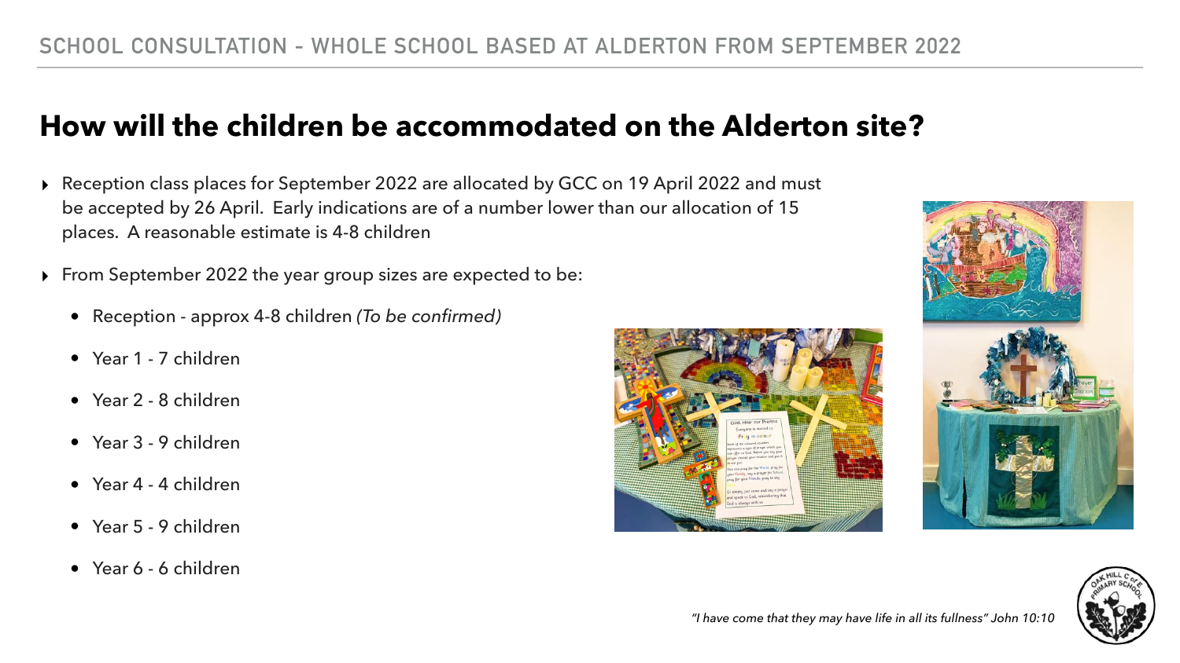## How will the children be accommodated on the Alderton site?

- Reception class places for September 2022 are allocated by GCC on 19 April 2022 and must be accepted by 26 April. Early indications are of a number lower than our allocation of 15 places. A reasonable estimate is 4-8 children
- From September 2022 the year group sizes are expected to be:
  - Reception - approx 4-8 children *(To be confirmed)*
  - Year 1 - 7 children
  - Year 2 - 8 children
  - Year 3 - 9 children
  - Year 4 - 4 children
  - Year 5 - 9 children
  - Year 6 - 6 children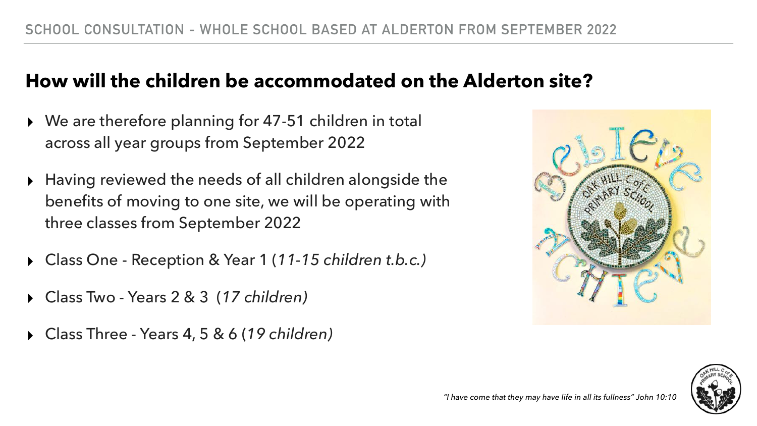## How will the children be accommodated on the Alderton site?

- We are therefore planning for 47-51 children in total across all year groups from September 2022
- Having reviewed the needs of all children alongside the benefits of moving to one site, we will be operating with three classes from September 2022
- Class One - Reception & Year 1 (*11-15 children t.b.c.)*
- Class Two - Years 2 & 3 (*17 children)*
- Class Three - Years 4, 5 & 6 (*19 children)*

*"I have come that they may have life in all its fullness" John 10:10*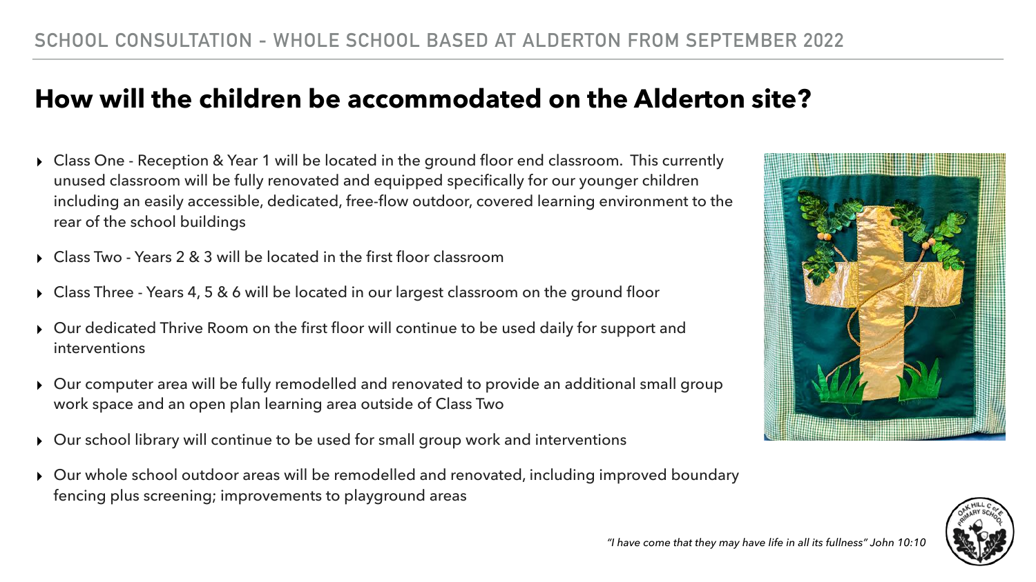SCHOOL CONSULTATION - WHOLE SCHOOL BASED AT ALDERTON FROM SEPTEMBER 2022

# How will the children be accommodated on the Alderton site?

- Class One - Reception & Year 1 will be located in the ground floor end classroom. This currently unused classroom will be fully renovated and equipped specifically for our younger children including an easily accessible, dedicated, free-flow outdoor, covered learning environment to the rear of the school buildings
- Class Two - Years 2 & 3 will be located in the first floor classroom
- Class Three - Years 4, 5 & 6 will be located in our largest classroom on the ground floor
- Our dedicated Thrive Room on the first floor will continue to be used daily for support and interventions
- Our computer area will be fully remodelled and renovated to provide an additional small group work space and an open plan learning area outside of Class Two
- Our school library will continue to be used for small group work and interventions
- Our whole school outdoor areas will be remodelled and renovated, including improved boundary fencing plus screening; improvements to playground areas

*"I have come that they may have life in all its fullness" John 10:10*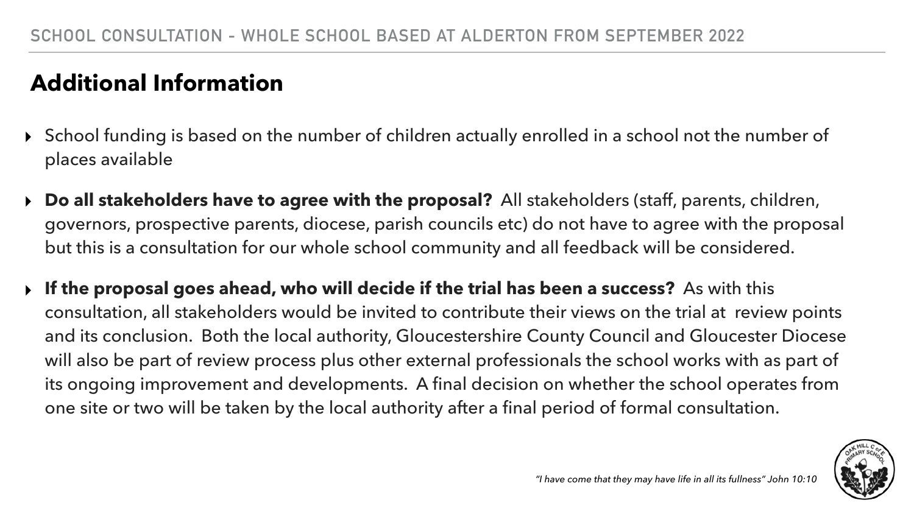SCHOOL CONSULTATION - WHOLE SCHOOL BASED AT ALDERTON FROM SEPTEMBER 2022

## Additional Information

- School funding is based on the number of children actually enrolled in a school not the number of places available
- **Do all stakeholders have to agree with the proposal?** All stakeholders (staff, parents, children, governors, prospective parents, diocese, parish councils etc) do not have to agree with the proposal but this is a consultation for our whole school community and all feedback will be considered.
- **If the proposal goes ahead, who will decide if the trial has been a success?** As with this consultation, all stakeholders would be invited to contribute their views on the trial at review points and its conclusion. Both the local authority, Gloucestershire County Council and Gloucester Diocese will also be part of review process plus other external professionals the school works with as part of its ongoing improvement and developments. A final decision on whether the school operates from one site or two will be taken by the local authority after a final period of formal consultation.

*"I have come that they may have life in all its fullness" John 10:10*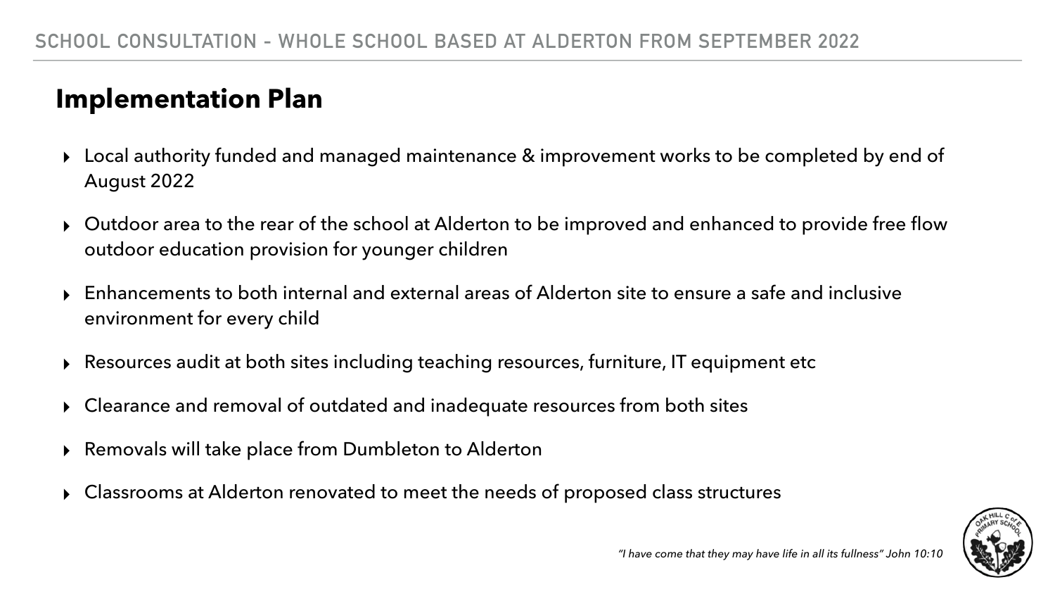SCHOOL CONSULTATION - WHOLE SCHOOL BASED AT ALDERTON FROM SEPTEMBER 2022

# Implementation Plan

- Local authority funded and managed maintenance & improvement works to be completed by end of August 2022
- Outdoor area to the rear of the school at Alderton to be improved and enhanced to provide free flow outdoor education provision for younger children
- Enhancements to both internal and external areas of Alderton site to ensure a safe and inclusive environment for every child
- Resources audit at both sites including teaching resources, furniture, IT equipment etc
- Clearance and removal of outdated and inadequate resources from both sites
- Removals will take place from Dumbleton to Alderton
- Classrooms at Alderton renovated to meet the needs of proposed class structures

*"I have come that they may have life in all its fullness" John 10:10*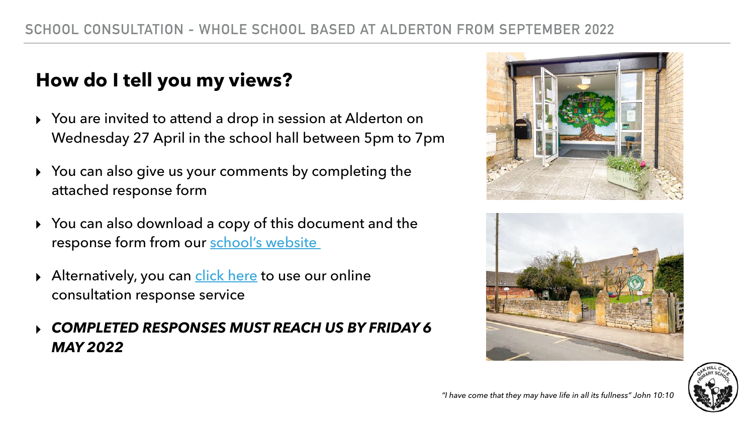SCHOOL CONSULTATION - WHOLE SCHOOL BASED AT ALDERTON FROM SEPTEMBER 2022

## How do I tell you my views?

- You are invited to attend a drop in session at Alderton on Wednesday 27 April in the school hall between 5pm to 7pm
- You can also give us your comments by completing the attached response form
- You can also download a copy of this document and the response form from our school's website
- Alternatively, you can click here to use our online consultation response service
- ***COMPLETED RESPONSES MUST REACH US BY FRIDAY 6 MAY 2022***

*"I have come that they may have life in all its fullness" John 10:10*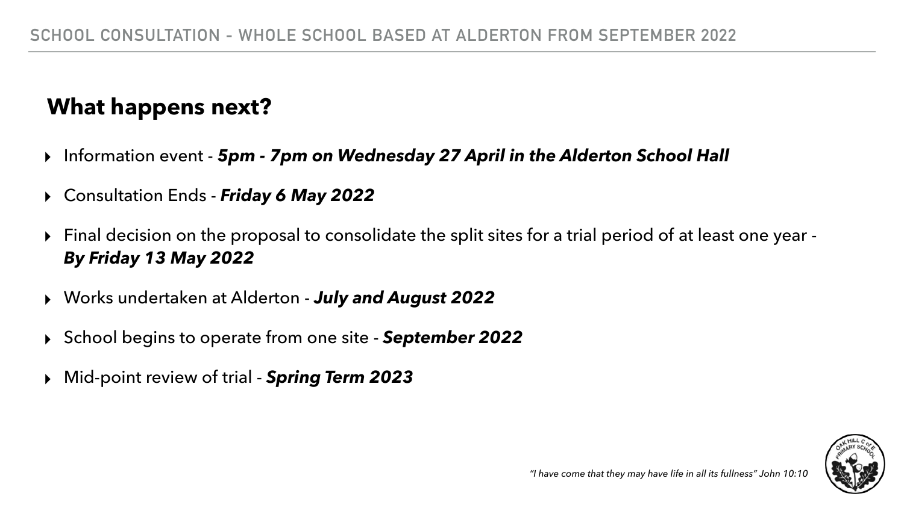SCHOOL CONSULTATION - WHOLE SCHOOL BASED AT ALDERTON FROM SEPTEMBER 2022

## What happens next?

- Information event - ***5pm - 7pm on Wednesday 27 April in the Alderton School Hall***
- Consultation Ends - ***Friday 6 May 2022***
- Final decision on the proposal to consolidate the split sites for a trial period of at least one year - ***By Friday 13 May 2022***
- Works undertaken at Alderton - ***July and August 2022***
- School begins to operate from one site - ***September 2022***
- Mid-point review of trial - ***Spring Term 2023***

*"I have come that they may have life in all its fullness" John 10:10*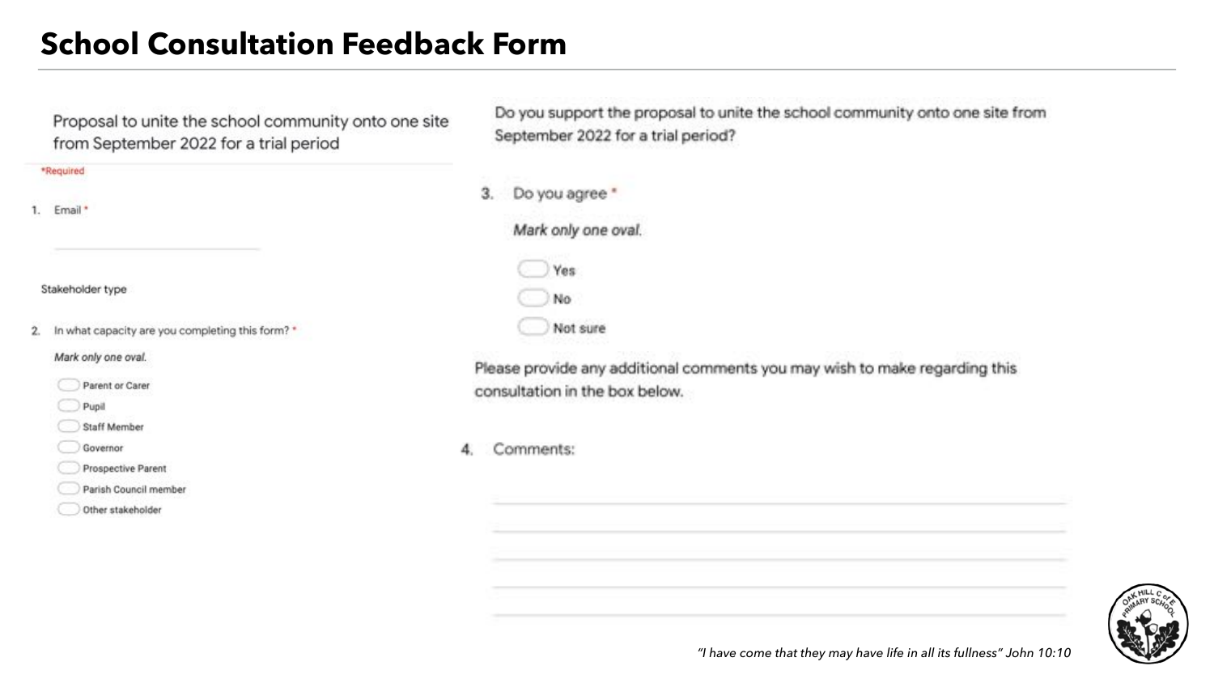# School Consultation Feedback Form

Proposal to unite the school community onto one site from September 2022 for a trial period

*Required

1. Email *

Stakeholder type

2. In what capacity are you completing this form? *

*Mark only one oval.*

- Parent or Carer
- Pupil
- Staff Member
- Governor
- Prospective Parent
- Parish Council member
- Other stakeholder

Do you support the proposal to unite the school community onto one site from September 2022 for a trial period?

3. Do you agree *

*Mark only one oval.*

- Yes
- No
- Not sure

Please provide any additional comments you may wish to make regarding this consultation in the box below.

4. Comments:

*"I have come that they may have life in all its fullness" John 10:10*